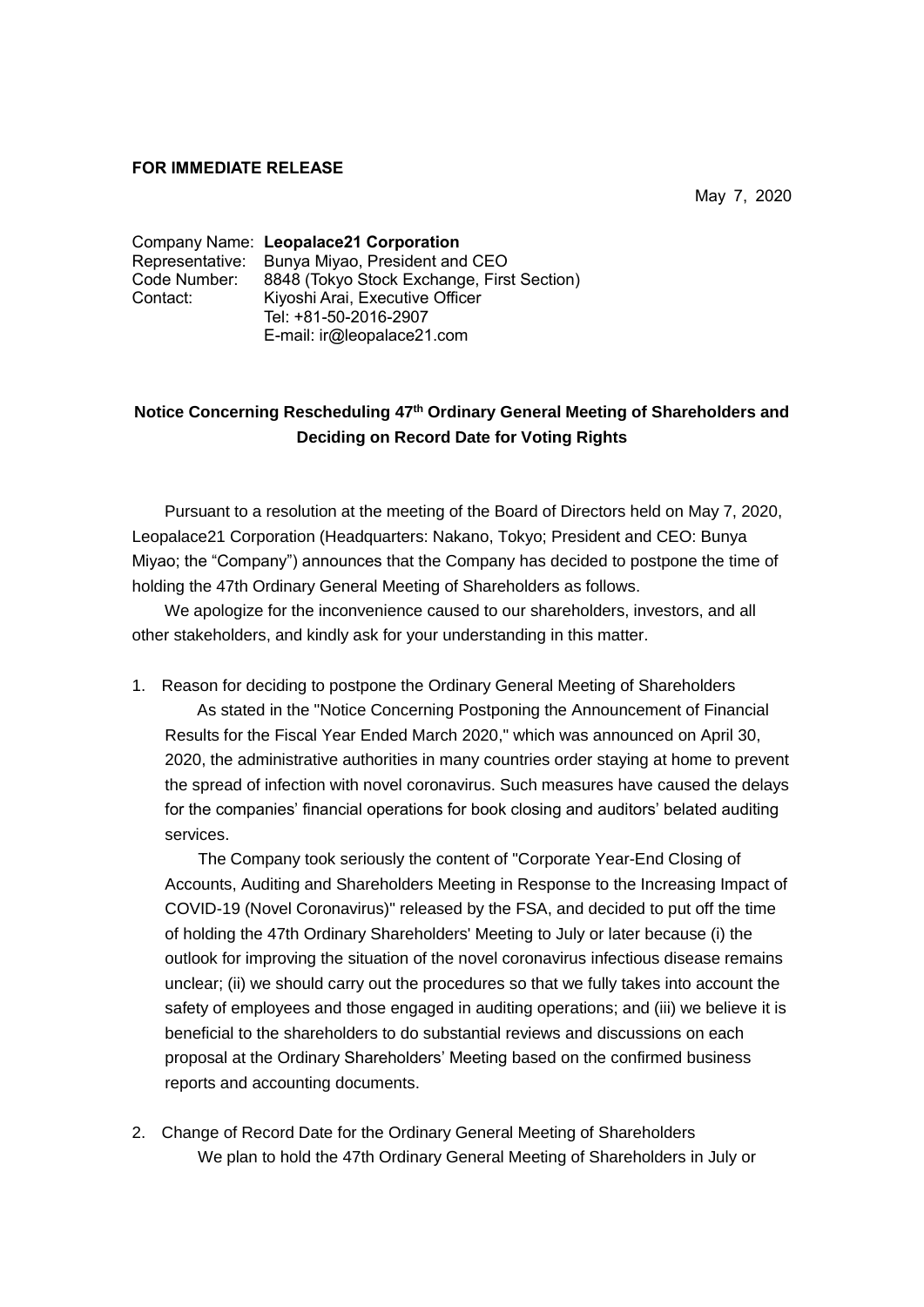**FOR IMMEDIATE RELEASE**

May 7, 2020

Company Name: **Leopalace21 Corporation**
Representative: Bunya Miyao, President and CEO
Code Number: 8848 (Tokyo Stock Exchange, First Section)
Contact: Kiyoshi Arai, Executive Officer
Tel: +81-50-2016-2907
E-mail: ir@leopalace21.com

## Notice Concerning Rescheduling 47th Ordinary General Meeting of Shareholders and Deciding on Record Date for Voting Rights

Pursuant to a resolution at the meeting of the Board of Directors held on May 7, 2020, Leopalace21 Corporation (Headquarters: Nakano, Tokyo; President and CEO: Bunya Miyao; the "Company") announces that the Company has decided to postpone the time of holding the 47th Ordinary General Meeting of Shareholders as follows.

We apologize for the inconvenience caused to our shareholders, investors, and all other stakeholders, and kindly ask for your understanding in this matter.

1. Reason for deciding to postpone the Ordinary General Meeting of Shareholders

   As stated in the "Notice Concerning Postponing the Announcement of Financial Results for the Fiscal Year Ended March 2020," which was announced on April 30, 2020, the administrative authorities in many countries order staying at home to prevent the spread of infection with novel coronavirus. Such measures have caused the delays for the companies' financial operations for book closing and auditors' belated auditing services.

   The Company took seriously the content of "Corporate Year-End Closing of Accounts, Auditing and Shareholders Meeting in Response to the Increasing Impact of COVID-19 (Novel Coronavirus)" released by the FSA, and decided to put off the time of holding the 47th Ordinary Shareholders' Meeting to July or later because (i) the outlook for improving the situation of the novel coronavirus infectious disease remains unclear; (ii) we should carry out the procedures so that we fully takes into account the safety of employees and those engaged in auditing operations; and (iii) we believe it is beneficial to the shareholders to do substantial reviews and discussions on each proposal at the Ordinary Shareholders' Meeting based on the confirmed business reports and accounting documents.

2. Change of Record Date for the Ordinary General Meeting of Shareholders

   We plan to hold the 47th Ordinary General Meeting of Shareholders in July or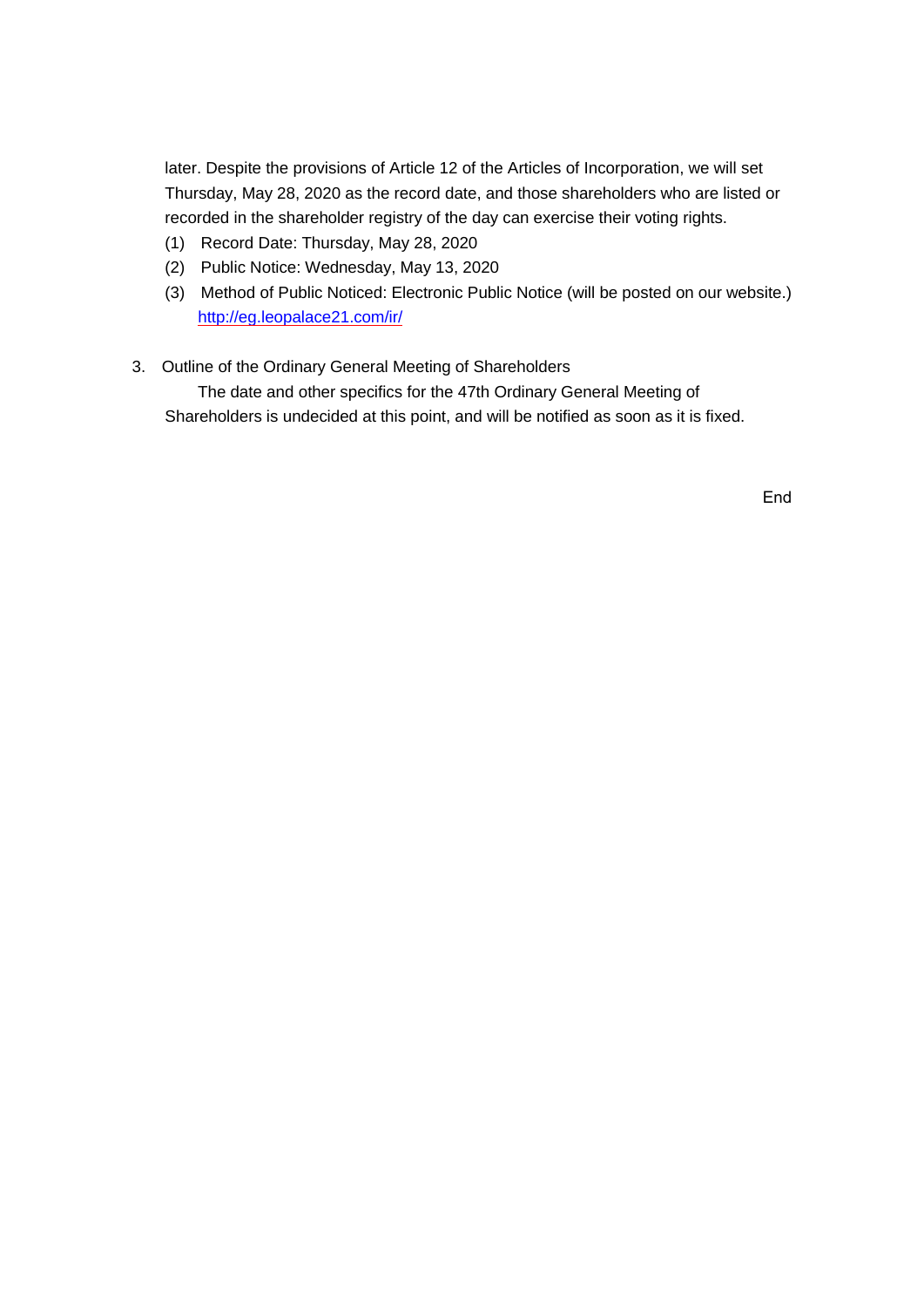later. Despite the provisions of Article 12 of the Articles of Incorporation, we will set Thursday, May 28, 2020 as the record date, and those shareholders who are listed or recorded in the shareholder registry of the day can exercise their voting rights.

(1) Record Date: Thursday, May 28, 2020

(2) Public Notice: Wednesday, May 13, 2020

(3) Method of Public Noticed: Electronic Public Notice (will be posted on our website.) http://eg.leopalace21.com/ir/

3. Outline of the Ordinary General Meeting of Shareholders

The date and other specifics for the 47th Ordinary General Meeting of Shareholders is undecided at this point, and will be notified as soon as it is fixed.

End